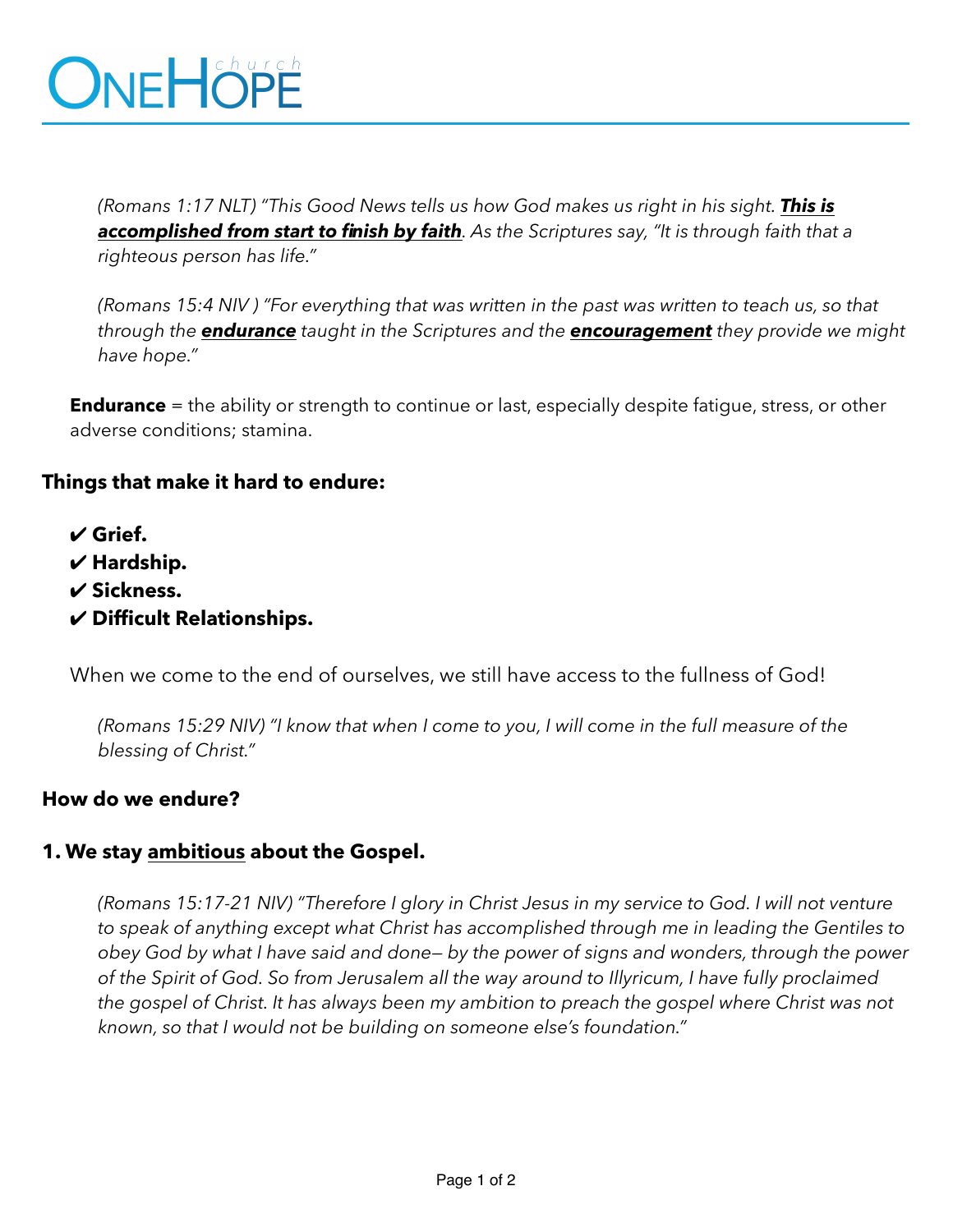# OneHope church

*(Romans 1:17 NLT) "This Good News tells us how God makes us right in his sight. **<u>This is accomplished from start to finish by faith</u>**. As the Scriptures say, "It is through faith that a righteous person has life."*

*(Romans 15:4 NIV ) "For everything that was written in the past was written to teach us, so that through the **<u>endurance</u>** taught in the Scriptures and the **<u>encouragement</u>** they provide we might have hope."*

**Endurance** = the ability or strength to continue or last, especially despite fatigue, stress, or other adverse conditions; stamina.

**Things that make it hard to endure:**

- ✔ **Grief.**
- ✔ **Hardship.**
- ✔ **Sickness.**
- ✔ **Difficult Relationships.**

When we come to the end of ourselves, we still have access to the fullness of God!

*(Romans 15:29 NIV) "I know that when I come to you, I will come in the full measure of the blessing of Christ."*

**How do we endure?**

**1. We stay <u>ambitious</u> about the Gospel.**

*(Romans 15:17-21 NIV) "Therefore I glory in Christ Jesus in my service to God. I will not venture to speak of anything except what Christ has accomplished through me in leading the Gentiles to obey God by what I have said and done— by the power of signs and wonders, through the power of the Spirit of God. So from Jerusalem all the way around to Illyricum, I have fully proclaimed the gospel of Christ. It has always been my ambition to preach the gospel where Christ was not known, so that I would not be building on someone else's foundation."*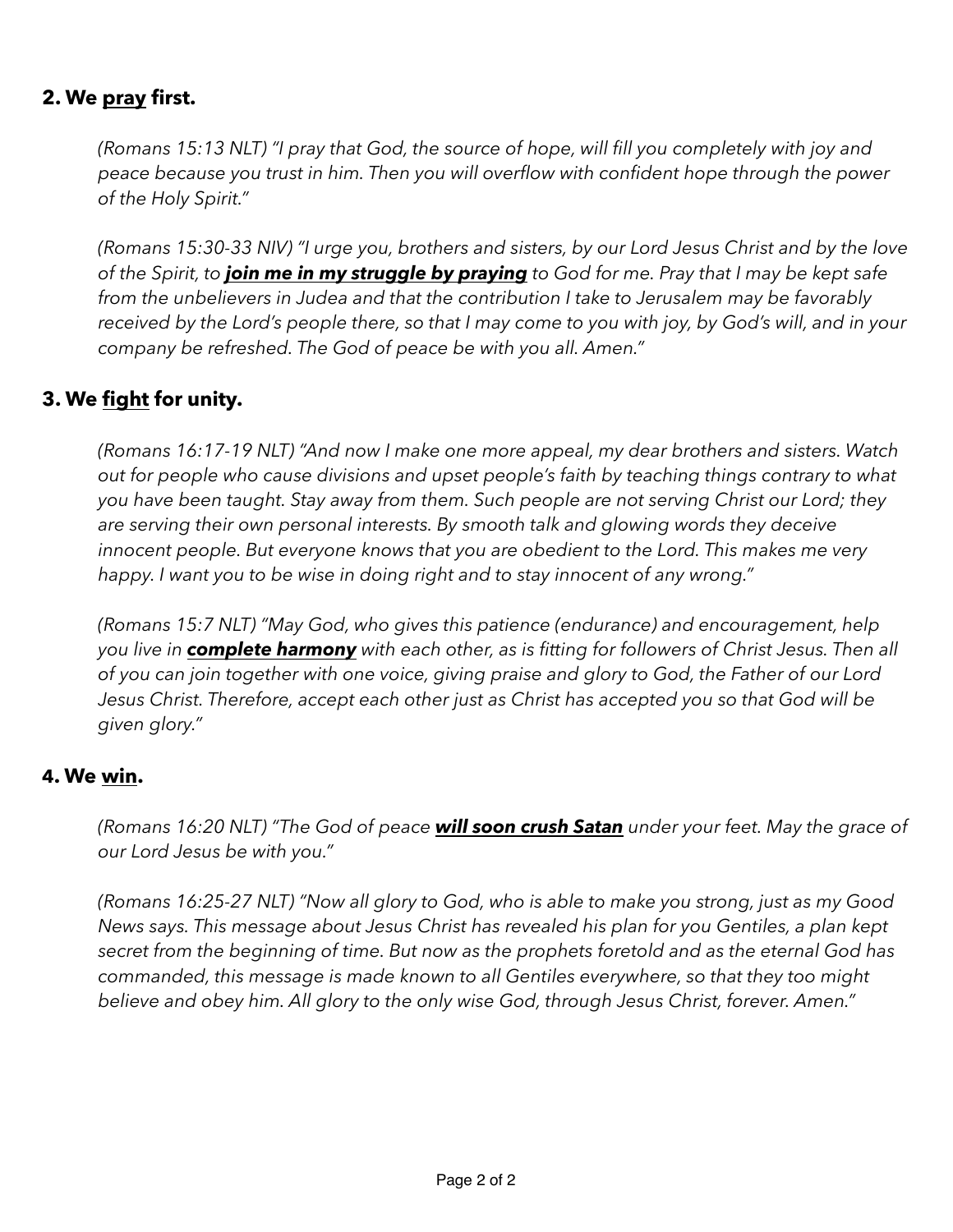## 2. We <u>pray</u> first.

*(Romans 15:13 NLT) "I pray that God, the source of hope, will fill you completely with joy and peace because you trust in him. Then you will overflow with confident hope through the power of the Holy Spirit."*

*(Romans 15:30-33 NIV) "I urge you, brothers and sisters, by our Lord Jesus Christ and by the love of the Spirit, to* ***<u>join me in my struggle by praying</u>*** *to God for me. Pray that I may be kept safe from the unbelievers in Judea and that the contribution I take to Jerusalem may be favorably received by the Lord's people there, so that I may come to you with joy, by God's will, and in your company be refreshed. The God of peace be with you all. Amen."*

## 3. We <u>fight</u> for unity.

*(Romans 16:17-19 NLT) "And now I make one more appeal, my dear brothers and sisters. Watch out for people who cause divisions and upset people's faith by teaching things contrary to what you have been taught. Stay away from them. Such people are not serving Christ our Lord; they are serving their own personal interests. By smooth talk and glowing words they deceive innocent people. But everyone knows that you are obedient to the Lord. This makes me very happy. I want you to be wise in doing right and to stay innocent of any wrong."*

*(Romans 15:7 NLT) "May God, who gives this patience (endurance) and encouragement, help you live in* ***<u>complete harmony</u>*** *with each other, as is fitting for followers of Christ Jesus. Then all of you can join together with one voice, giving praise and glory to God, the Father of our Lord Jesus Christ. Therefore, accept each other just as Christ has accepted you so that God will be given glory."*

## 4. We <u>win</u>.

*(Romans 16:20 NLT) "The God of peace* ***<u>will soon crush Satan</u>*** *under your feet. May the grace of our Lord Jesus be with you."*

*(Romans 16:25-27 NLT) "Now all glory to God, who is able to make you strong, just as my Good News says. This message about Jesus Christ has revealed his plan for you Gentiles, a plan kept secret from the beginning of time. But now as the prophets foretold and as the eternal God has commanded, this message is made known to all Gentiles everywhere, so that they too might believe and obey him. All glory to the only wise God, through Jesus Christ, forever. Amen."*